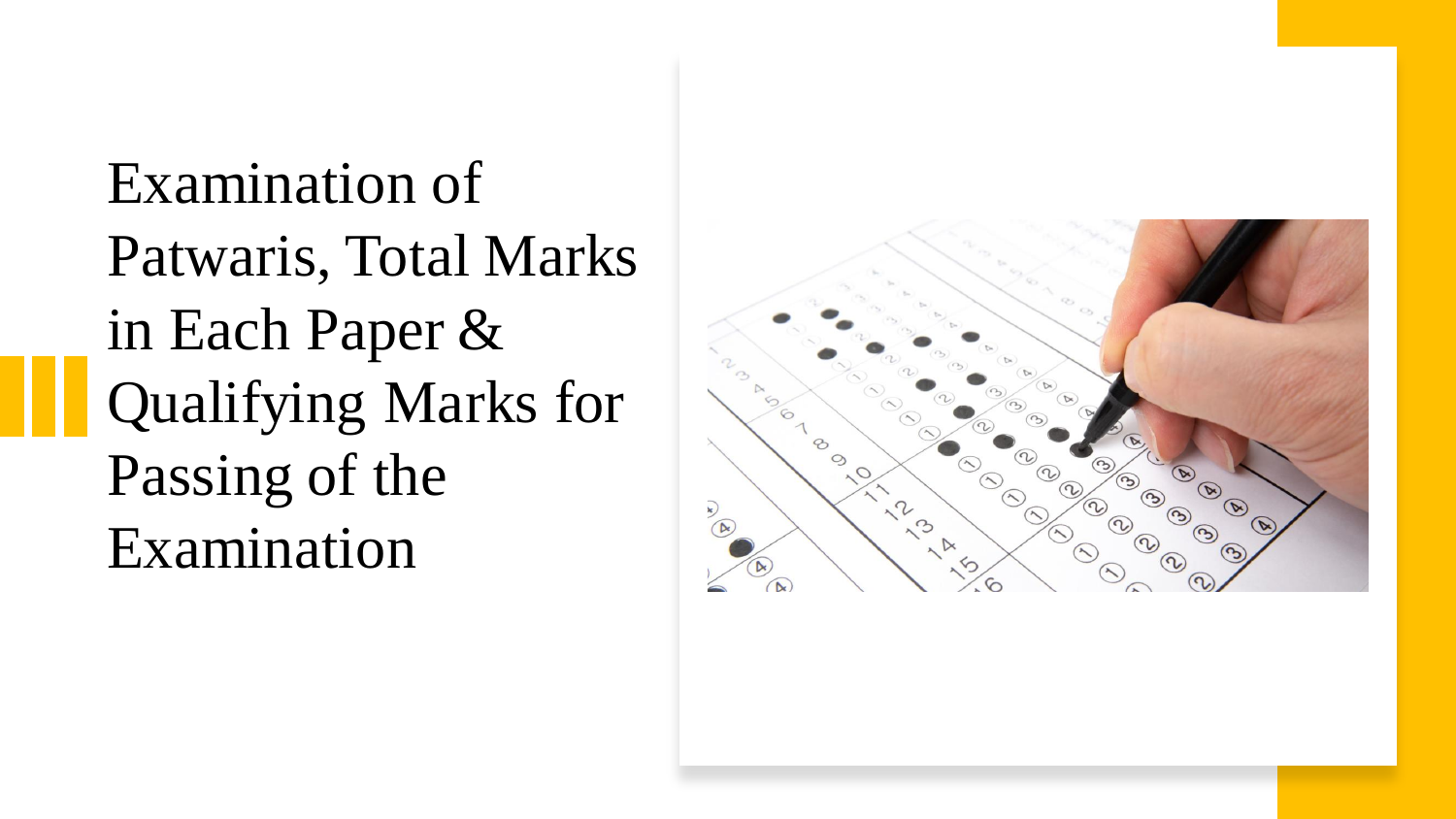# Examination of Patwaris, Total Marks in Each Paper & Qualifying Marks for Passing of the Examination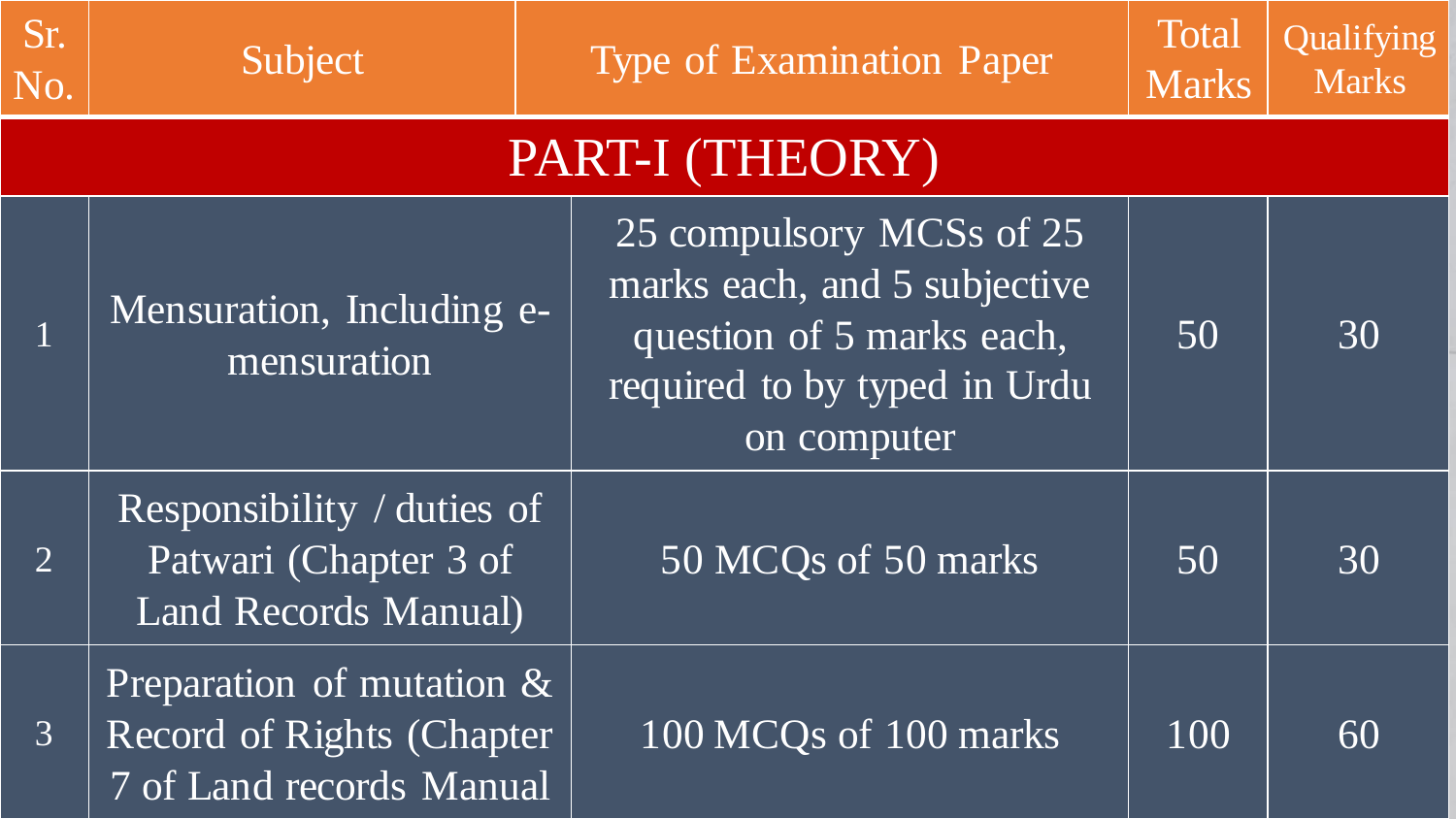| Sr. No. | Subject | Type of Examination Paper | Total Marks | Qualifying Marks |
|---|---|---|---|---|
| PART-I (THEORY) | | | | |
| 1 | Mensuration, Including e-mensuration | 25 compulsory MCSs of 25 marks each, and 5 subjective question of 5 marks each, required to by typed in Urdu on computer | 50 | 30 |
| 2 | Responsibility / duties of Patwari (Chapter 3 of Land Records Manual) | 50 MCQs of 50 marks | 50 | 30 |
| 3 | Preparation of mutation & Record of Rights (Chapter 7 of Land records Manual | 100 MCQs of 100 marks | 100 | 60 |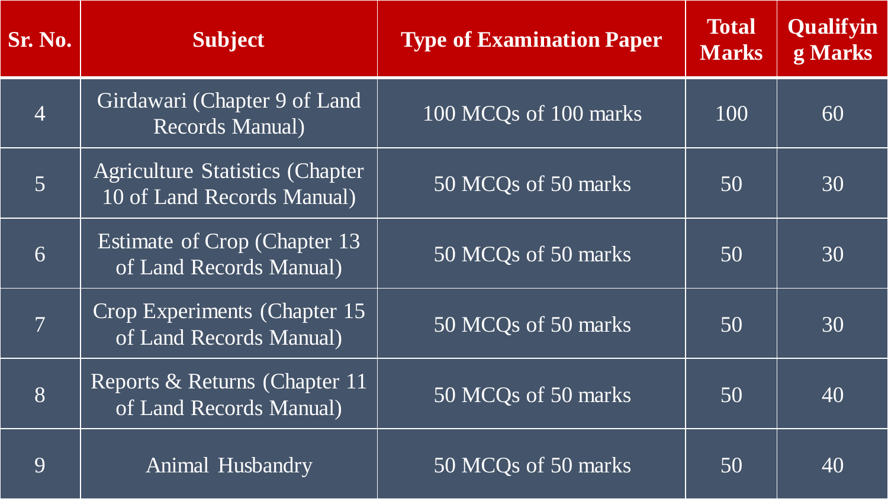| Sr. No. | Subject | Type of Examination Paper | Total Marks | Qualifying Marks |
|---|---|---|---|---|
| 4 | Girdawari (Chapter 9 of Land Records Manual) | 100 MCQs of 100 marks | 100 | 60 |
| 5 | Agriculture Statistics (Chapter 10 of Land Records Manual) | 50 MCQs of 50 marks | 50 | 30 |
| 6 | Estimate of Crop (Chapter 13 of Land Records Manual) | 50 MCQs of 50 marks | 50 | 30 |
| 7 | Crop Experiments (Chapter 15 of Land Records Manual) | 50 MCQs of 50 marks | 50 | 30 |
| 8 | Reports & Returns (Chapter 11 of Land Records Manual) | 50 MCQs of 50 marks | 50 | 40 |
| 9 | Animal Husbandry | 50 MCQs of 50 marks | 50 | 40 |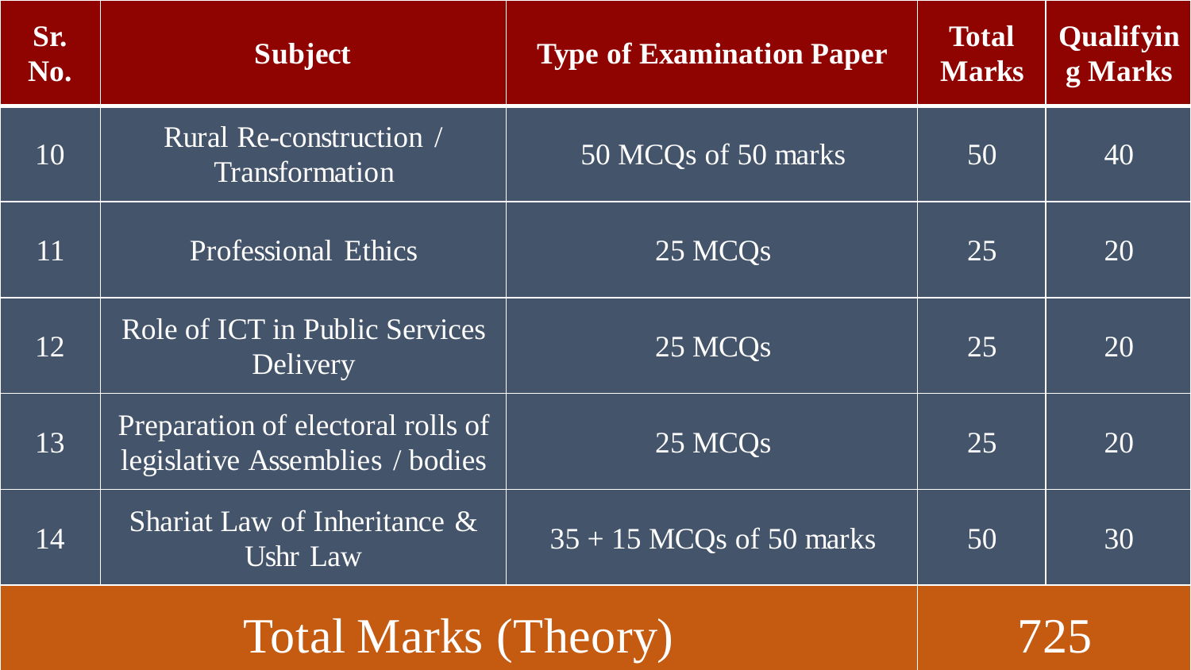| Sr. No. | Subject | Type of Examination Paper | Total Marks | Qualifying Marks |
|---|---|---|---|---|
| 10 | Rural Re-construction / Transformation | 50 MCQs of 50 marks | 50 | 40 |
| 11 | Professional Ethics | 25 MCQs | 25 | 20 |
| 12 | Role of ICT in Public Services Delivery | 25 MCQs | 25 | 20 |
| 13 | Preparation of electoral rolls of legislative Assemblies / bodies | 25 MCQs | 25 | 20 |
| 14 | Shariat Law of Inheritance & Ushr Law | 35 + 15 MCQs of 50 marks | 50 | 30 |
| Total Marks (Theory) | | | 725 | |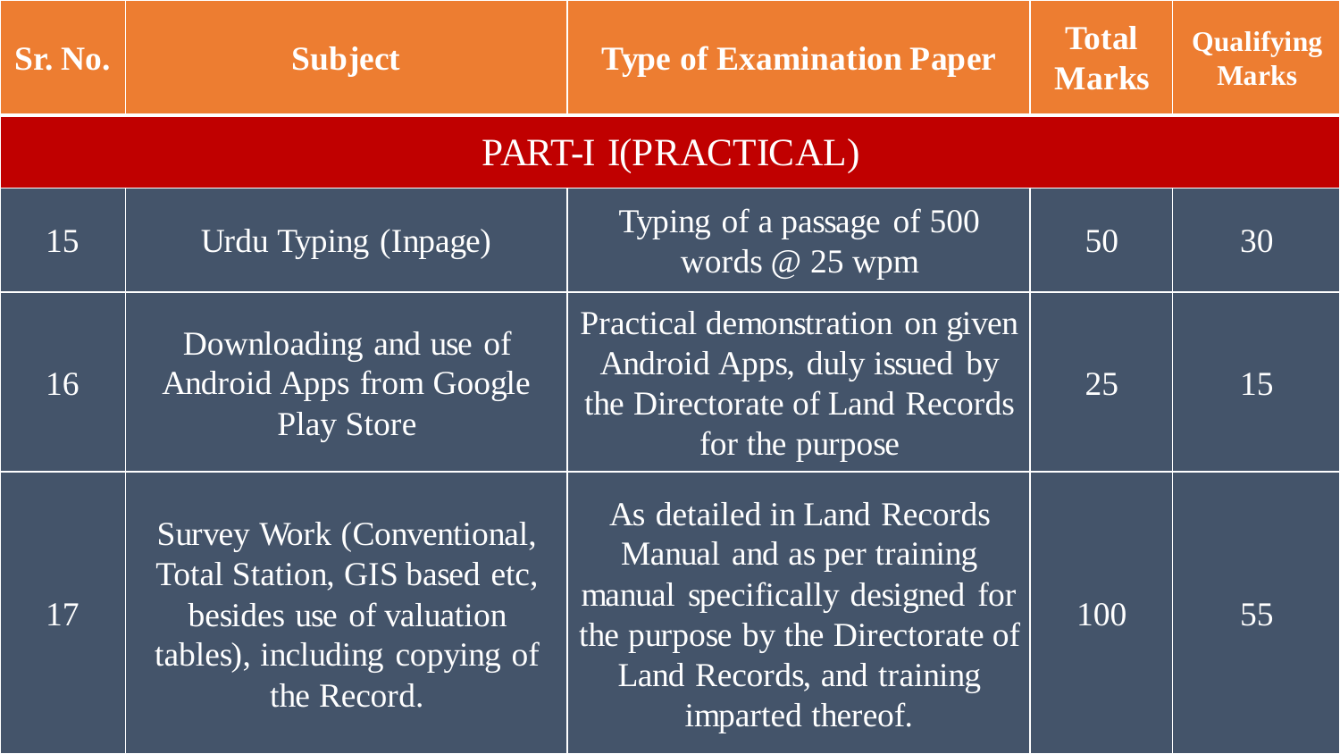| Sr. No. | Subject | Type of Examination Paper | Total Marks | Qualifying Marks |
|---|---|---|---|---|
| PART-I I(PRACTICAL) | | | | |
| 15 | Urdu Typing (Inpage) | Typing of a passage of 500 words @ 25 wpm | 50 | 30 |
| 16 | Downloading and use of Android Apps from Google Play Store | Practical demonstration on given Android Apps, duly issued by the Directorate of Land Records for the purpose | 25 | 15 |
| 17 | Survey Work (Conventional, Total Station, GIS based etc, besides use of valuation tables), including copying of the Record. | As detailed in Land Records Manual and as per training manual specifically designed for the purpose by the Directorate of Land Records, and training imparted thereof. | 100 | 55 |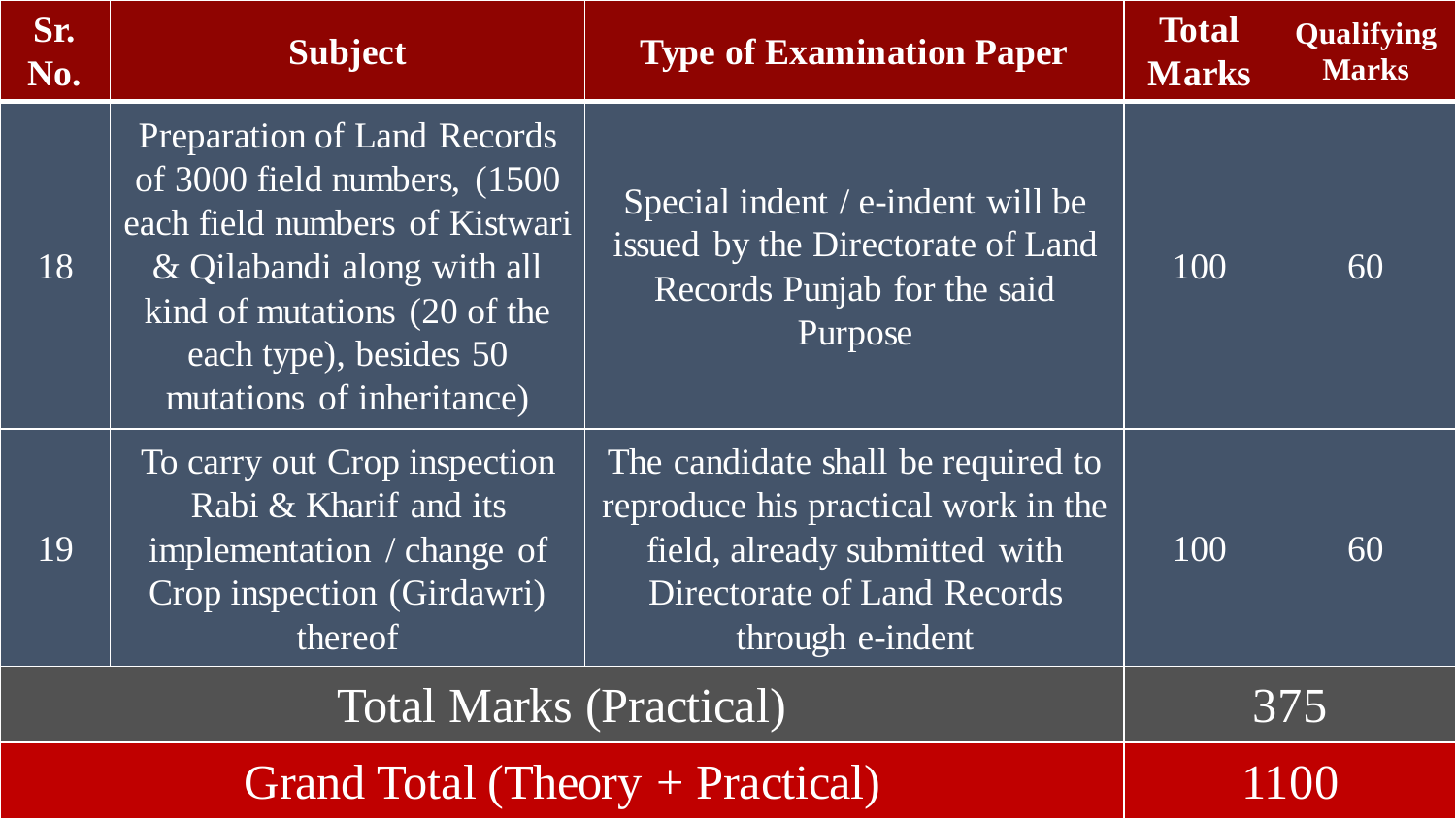| Sr. No. | Subject | Type of Examination Paper | Total Marks | Qualifying Marks |
|---|---|---|---|---|
| 18 | Preparation of Land Records of 3000 field numbers, (1500 each field numbers of Kistwari & Qilabandi along with all kind of mutations (20 of the each type), besides 50 mutations of inheritance) | Special indent / e-indent will be issued by the Directorate of Land Records Punjab for the said Purpose | 100 | 60 |
| 19 | To carry out Crop inspection Rabi & Kharif and its implementation / change of Crop inspection (Girdawri) thereof | The candidate shall be required to reproduce his practical work in the field, already submitted with Directorate of Land Records through e-indent | 100 | 60 |
| Total Marks (Practical) | | | 375 | |
| Grand Total (Theory + Practical) | | | 1100 | |